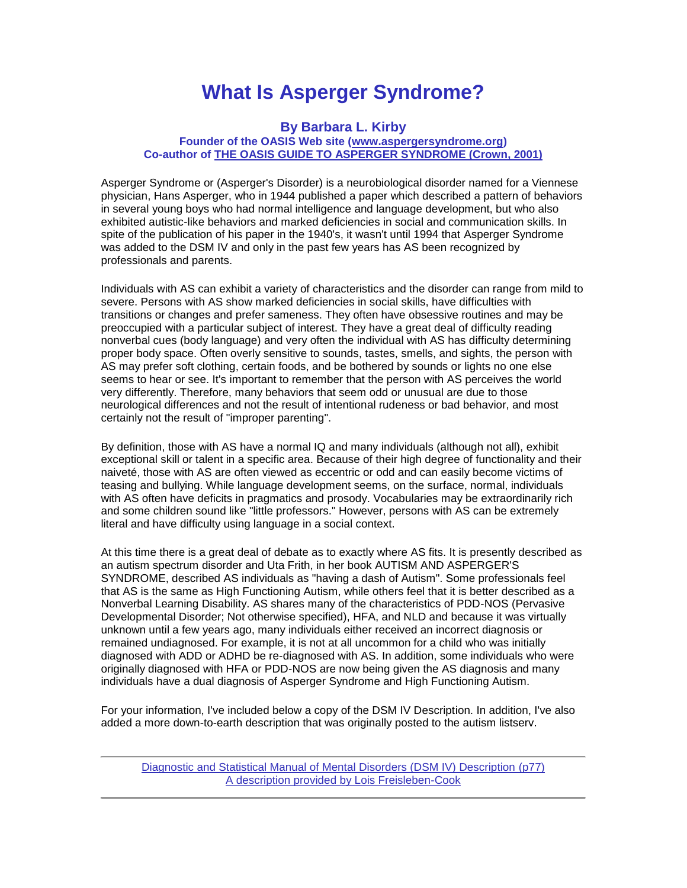# What Is Asperger Syndrome?

### By Barbara L. Kirby

**Founder of the OASIS Web site (www.aspergersyndrome.org)**
**Co-author of THE OASIS GUIDE TO ASPERGER SYNDROME (Crown, 2001)**

Asperger Syndrome or (Asperger's Disorder) is a neurobiological disorder named for a Viennese physician, Hans Asperger, who in 1944 published a paper which described a pattern of behaviors in several young boys who had normal intelligence and language development, but who also exhibited autistic-like behaviors and marked deficiencies in social and communication skills. In spite of the publication of his paper in the 1940's, it wasn't until 1994 that Asperger Syndrome was added to the DSM IV and only in the past few years has AS been recognized by professionals and parents.

Individuals with AS can exhibit a variety of characteristics and the disorder can range from mild to severe. Persons with AS show marked deficiencies in social skills, have difficulties with transitions or changes and prefer sameness. They often have obsessive routines and may be preoccupied with a particular subject of interest. They have a great deal of difficulty reading nonverbal cues (body language) and very often the individual with AS has difficulty determining proper body space. Often overly sensitive to sounds, tastes, smells, and sights, the person with AS may prefer soft clothing, certain foods, and be bothered by sounds or lights no one else seems to hear or see. It's important to remember that the person with AS perceives the world very differently. Therefore, many behaviors that seem odd or unusual are due to those neurological differences and not the result of intentional rudeness or bad behavior, and most certainly not the result of "improper parenting".

By definition, those with AS have a normal IQ and many individuals (although not all), exhibit exceptional skill or talent in a specific area. Because of their high degree of functionality and their naiveté, those with AS are often viewed as eccentric or odd and can easily become victims of teasing and bullying. While language development seems, on the surface, normal, individuals with AS often have deficits in pragmatics and prosody. Vocabularies may be extraordinarily rich and some children sound like "little professors." However, persons with AS can be extremely literal and have difficulty using language in a social context.

At this time there is a great deal of debate as to exactly where AS fits. It is presently described as an autism spectrum disorder and Uta Frith, in her book AUTISM AND ASPERGER'S SYNDROME, described AS individuals as "having a dash of Autism". Some professionals feel that AS is the same as High Functioning Autism, while others feel that it is better described as a Nonverbal Learning Disability. AS shares many of the characteristics of PDD-NOS (Pervasive Developmental Disorder; Not otherwise specified), HFA, and NLD and because it was virtually unknown until a few years ago, many individuals either received an incorrect diagnosis or remained undiagnosed. For example, it is not at all uncommon for a child who was initially diagnosed with ADD or ADHD be re-diagnosed with AS. In addition, some individuals who were originally diagnosed with HFA or PDD-NOS are now being given the AS diagnosis and many individuals have a dual diagnosis of Asperger Syndrome and High Functioning Autism.

For your information, I've included below a copy of the DSM IV Description. In addition, I've also added a more down-to-earth description that was originally posted to the autism listserv.

---

Diagnostic and Statistical Manual of Mental Disorders (DSM IV) Description (p77)
A description provided by Lois Freisleben-Cook

---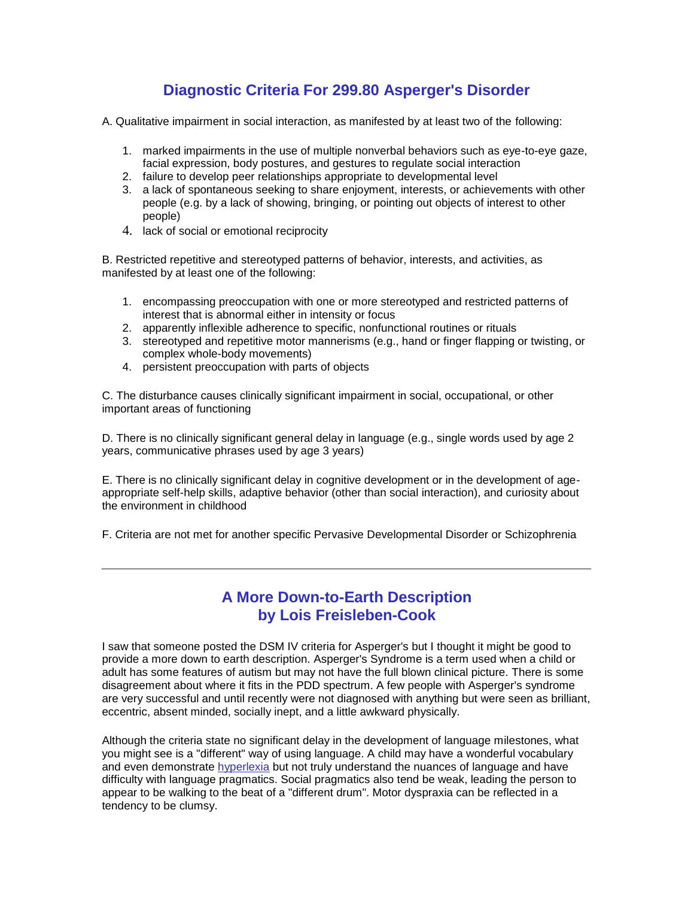## Diagnostic Criteria For 299.80 Asperger's Disorder

A. Qualitative impairment in social interaction, as manifested by at least two of the following:

1. marked impairments in the use of multiple nonverbal behaviors such as eye-to-eye gaze, facial expression, body postures, and gestures to regulate social interaction
2. failure to develop peer relationships appropriate to developmental level
3. a lack of spontaneous seeking to share enjoyment, interests, or achievements with other people (e.g. by a lack of showing, bringing, or pointing out objects of interest to other people)
4. lack of social or emotional reciprocity

B. Restricted repetitive and stereotyped patterns of behavior, interests, and activities, as manifested by at least one of the following:

1. encompassing preoccupation with one or more stereotyped and restricted patterns of interest that is abnormal either in intensity or focus
2. apparently inflexible adherence to specific, nonfunctional routines or rituals
3. stereotyped and repetitive motor mannerisms (e.g., hand or finger flapping or twisting, or complex whole-body movements)
4. persistent preoccupation with parts of objects

C. The disturbance causes clinically significant impairment in social, occupational, or other important areas of functioning

D. There is no clinically significant general delay in language (e.g., single words used by age 2 years, communicative phrases used by age 3 years)

E. There is no clinically significant delay in cognitive development or in the development of age-appropriate self-help skills, adaptive behavior (other than social interaction), and curiosity about the environment in childhood

F. Criteria are not met for another specific Pervasive Developmental Disorder or Schizophrenia

---

## A More Down-to-Earth Description
## by Lois Freisleben-Cook

I saw that someone posted the DSM IV criteria for Asperger's but I thought it might be good to provide a more down to earth description. Asperger's Syndrome is a term used when a child or adult has some features of autism but may not have the full blown clinical picture. There is some disagreement about where it fits in the PDD spectrum. A few people with Asperger's syndrome are very successful and until recently were not diagnosed with anything but were seen as brilliant, eccentric, absent minded, socially inept, and a little awkward physically.

Although the criteria state no significant delay in the development of language milestones, what you might see is a "different" way of using language. A child may have a wonderful vocabulary and even demonstrate hyperlexia but not truly understand the nuances of language and have difficulty with language pragmatics. Social pragmatics also tend be weak, leading the person to appear to be walking to the beat of a "different drum". Motor dyspraxia can be reflected in a tendency to be clumsy.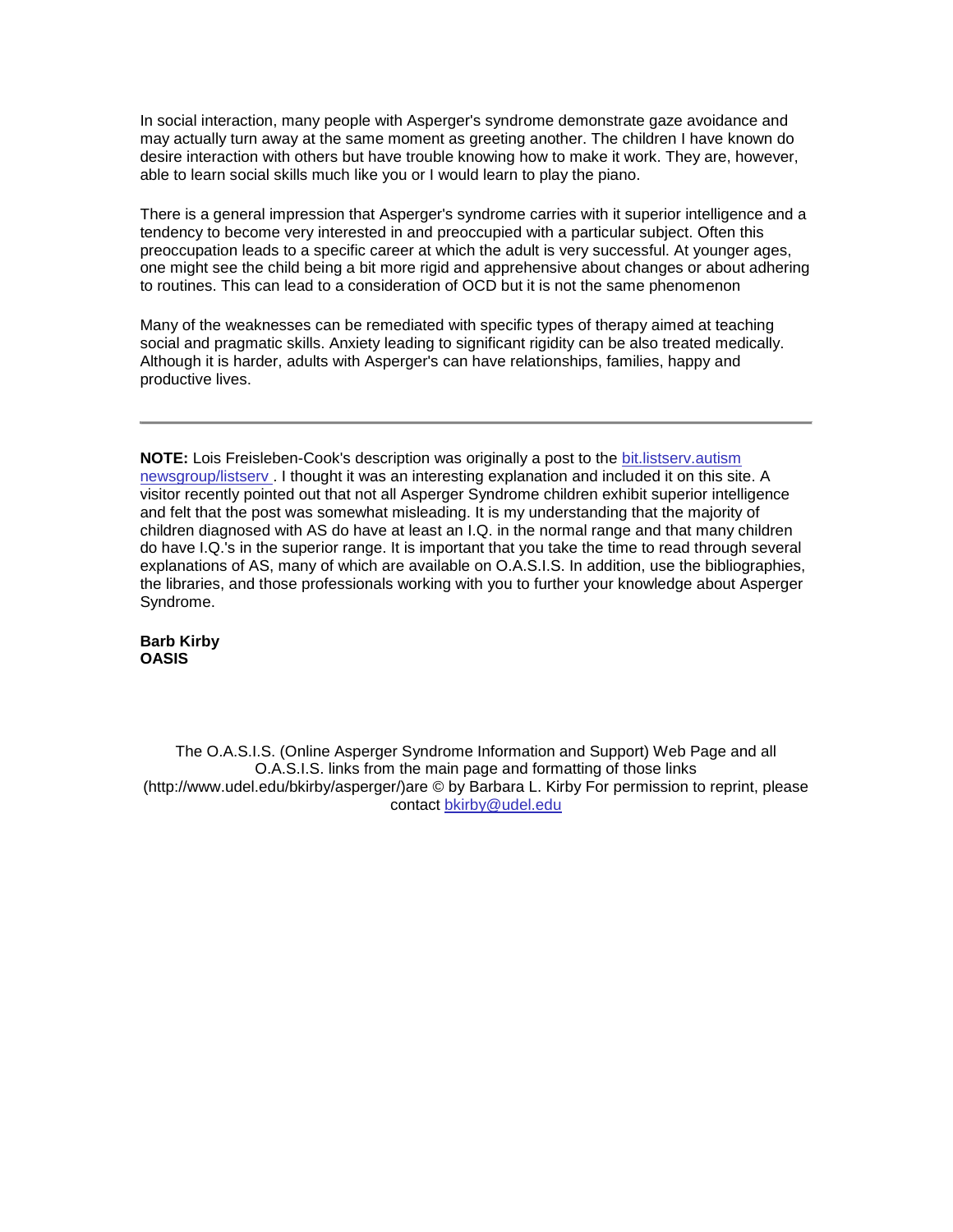In social interaction, many people with Asperger's syndrome demonstrate gaze avoidance and may actually turn away at the same moment as greeting another. The children I have known do desire interaction with others but have trouble knowing how to make it work. They are, however, able to learn social skills much like you or I would learn to play the piano.

There is a general impression that Asperger's syndrome carries with it superior intelligence and a tendency to become very interested in and preoccupied with a particular subject. Often this preoccupation leads to a specific career at which the adult is very successful. At younger ages, one might see the child being a bit more rigid and apprehensive about changes or about adhering to routines. This can lead to a consideration of OCD but it is not the same phenomenon

Many of the weaknesses can be remediated with specific types of therapy aimed at teaching social and pragmatic skills. Anxiety leading to significant rigidity can be also treated medically. Although it is harder, adults with Asperger's can have relationships, families, happy and productive lives.

---

**NOTE:** Lois Freisleben-Cook's description was originally a post to the bit.listserv.autism newsgroup/listserv . I thought it was an interesting explanation and included it on this site. A visitor recently pointed out that not all Asperger Syndrome children exhibit superior intelligence and felt that the post was somewhat misleading. It is my understanding that the majority of children diagnosed with AS do have at least an I.Q. in the normal range and that many children do have I.Q.'s in the superior range. It is important that you take the time to read through several explanations of AS, many of which are available on O.A.S.I.S. In addition, use the bibliographies, the libraries, and those professionals working with you to further your knowledge about Asperger Syndrome.

**Barb Kirby**
**OASIS**

The O.A.S.I.S. (Online Asperger Syndrome Information and Support) Web Page and all O.A.S.I.S. links from the main page and formatting of those links (http://www.udel.edu/bkirby/asperger/)are © by Barbara L. Kirby For permission to reprint, please contact bkirby@udel.edu